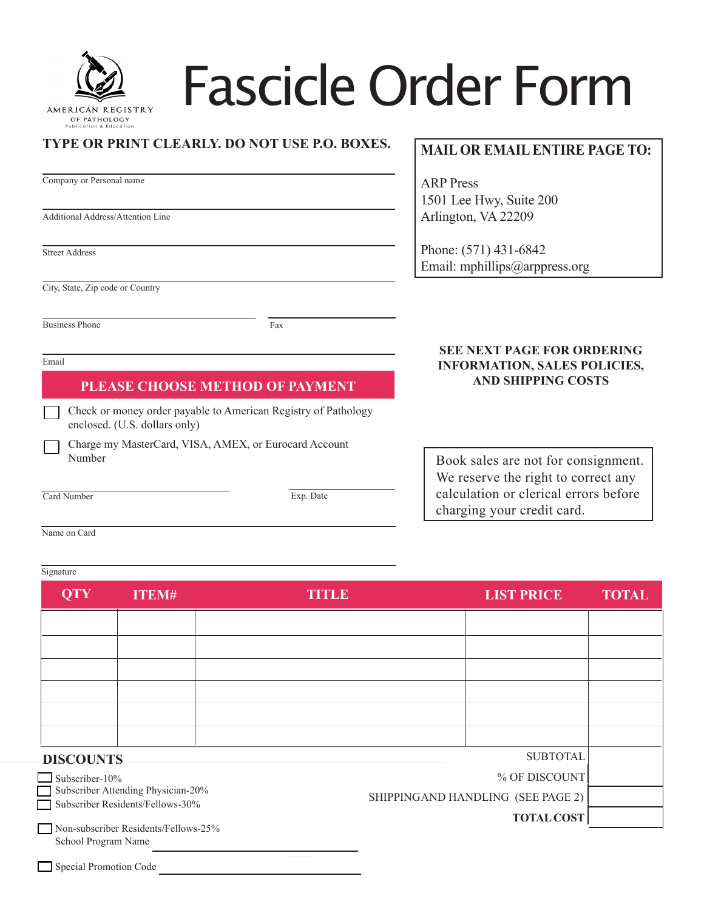AMERICAN REGISTRY OF PATHOLOGY
Publication & Education

# Fascicle Order Form

**TYPE OR PRINT CLEARLY. DO NOT USE P.O. BOXES.**

Company or Personal name

Additional Address/Attention Line

Street Address

City, State, Zip code or Country

Business Phone          Fax

Email

**MAIL OR EMAIL ENTIRE PAGE TO:**

ARP Press
1501 Lee Hwy, Suite 200
Arlington, VA 22209

Phone: (571) 431-6842
Email: mphillips@arppress.org

**SEE NEXT PAGE FOR ORDERING INFORMATION, SALES POLICIES, AND SHIPPING COSTS**

## PLEASE CHOOSE METHOD OF PAYMENT

- [ ] Check or money order payable to American Registry of Pathology enclosed. (U.S. dollars only)
- [ ] Charge my MasterCard, VISA, AMEX, or Eurocard Account Number

Card Number          Exp. Date

Name on Card

Signature

Book sales are not for consignment. We reserve the right to correct any calculation or clerical errors before charging your credit card.

| QTY | ITEM# | TITLE | LIST PRICE | TOTAL |
|---|---|---|---|---|
| | | | | |
| | | | | |
| | | | | |
| | | | | |
| | | | | |
| | | | | |

| | |
|---|---|
| SUBTOTAL | |
| % OF DISCOUNT | |
| SHIPPINGAND HANDLING (SEE PAGE 2) | |
| **TOTAL COST** | |

**DISCOUNTS**

- [ ] Subscriber-10%
- [ ] Subscriber Attending Physician-20%
- [ ] Subscriber Residents/Fellows-30%

- [ ] Non-subscriber Residents/Fellows-25%
  School Program Name

- [ ] Special Promotion Code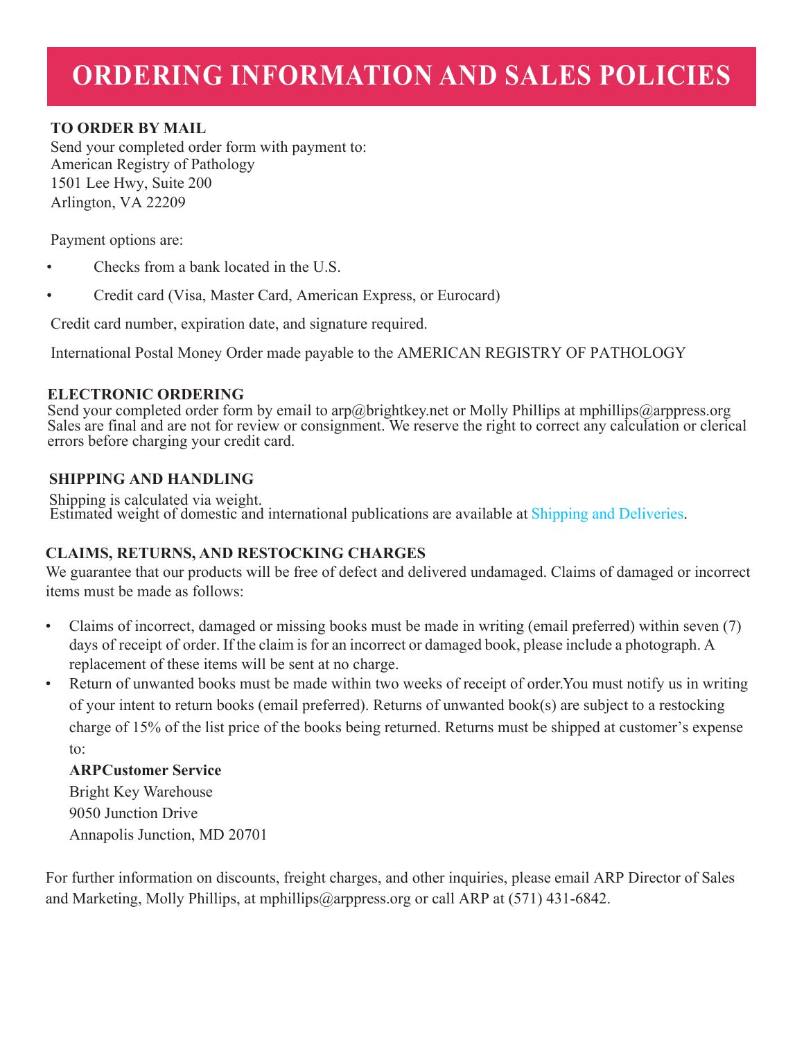# ORDERING INFORMATION AND SALES POLICIES

**TO ORDER BY MAIL**

Send your completed order form with payment to:
American Registry of Pathology
1501 Lee Hwy, Suite 200
Arlington, VA 22209

Payment options are:

- Checks from a bank located in the U.S.
- Credit card (Visa, Master Card, American Express, or Eurocard)

Credit card number, expiration date, and signature required.

International Postal Money Order made payable to the AMERICAN REGISTRY OF PATHOLOGY

**ELECTRONIC ORDERING**

Send your completed order form by email to arp@brightkey.net or Molly Phillips at mphillips@arppress.org
Sales are final and are not for review or consignment. We reserve the right to correct any calculation or clerical errors before charging your credit card.

**SHIPPING AND HANDLING**

Shipping is calculated via weight.
Estimated weight of domestic and international publications are available at Shipping and Deliveries.

**CLAIMS, RETURNS, AND RESTOCKING CHARGES**

We guarantee that our products will be free of defect and delivered undamaged. Claims of damaged or incorrect items must be made as follows:

- Claims of incorrect, damaged or missing books must be made in writing (email preferred) within seven (7) days of receipt of order. If the claim is for an incorrect or damaged book, please include a photograph. A replacement of these items will be sent at no charge.
- Return of unwanted books must be made within two weeks of receipt of order.You must notify us in writing of your intent to return books (email preferred). Returns of unwanted book(s) are subject to a restocking charge of 15% of the list price of the books being returned. Returns must be shipped at customer's expense to:

  **ARPCustomer Service**
  Bright Key Warehouse
  9050 Junction Drive
  Annapolis Junction, MD 20701

For further information on discounts, freight charges, and other inquiries, please email ARP Director of Sales and Marketing, Molly Phillips, at mphillips@arppress.org or call ARP at (571) 431-6842.